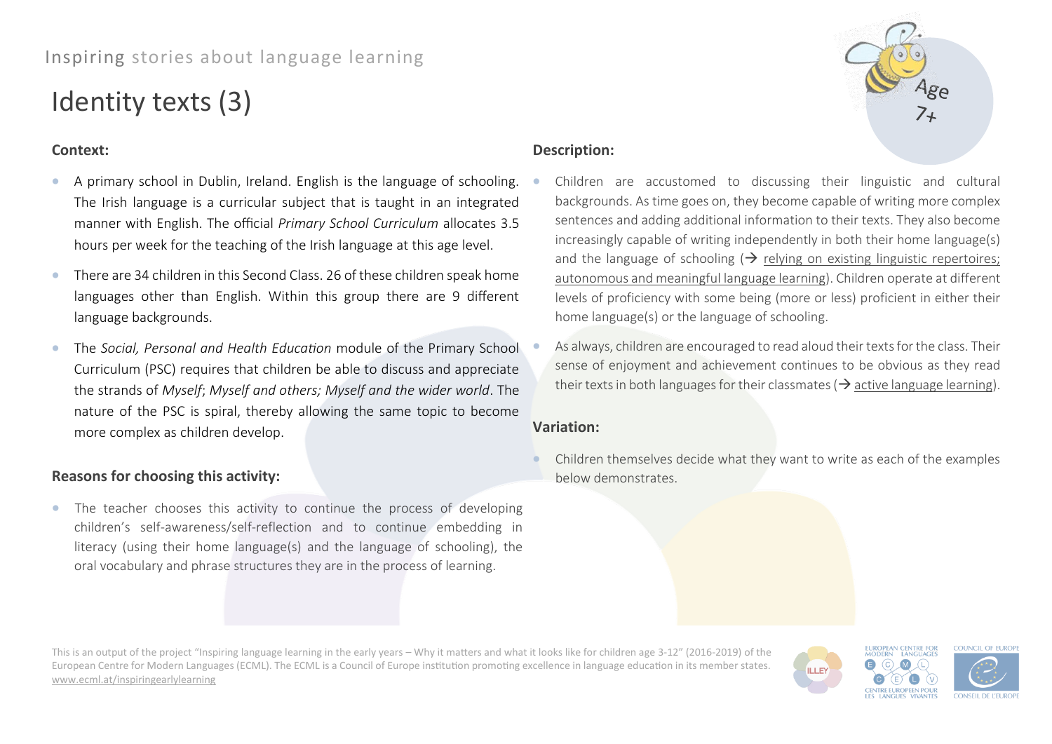Inspiring stories about language learning

# Identity texts (3)

Age 7+

## Context:

- A primary school in Dublin, Ireland. English is the language of schooling. The Irish language is a curricular subject that is taught in an integrated manner with English. The official *Primary School Curriculum* allocates 3.5 hours per week for the teaching of the Irish language at this age level.
- There are 34 children in this Second Class. 26 of these children speak home languages other than English. Within this group there are 9 different language backgrounds.
- The *Social, Personal and Health Education* module of the Primary School Curriculum (PSC) requires that children be able to discuss and appreciate the strands of *Myself*; *Myself and others; Myself and the wider world*. The nature of the PSC is spiral, thereby allowing the same topic to become more complex as children develop.

## Reasons for choosing this activity:

- The teacher chooses this activity to continue the process of developing children's self-awareness/self-reflection and to continue embedding in literacy (using their home language(s) and the language of schooling), the oral vocabulary and phrase structures they are in the process of learning.

## Description:

- Children are accustomed to discussing their linguistic and cultural backgrounds. As time goes on, they become capable of writing more complex sentences and adding additional information to their texts. They also become increasingly capable of writing independently in both their home language(s) and the language of schooling (→ relying on existing linguistic repertoires; autonomous and meaningful language learning). Children operate at different levels of proficiency with some being (more or less) proficient in either their home language(s) or the language of schooling.
- As always, children are encouraged to read aloud their texts for the class. Their sense of enjoyment and achievement continues to be obvious as they read their texts in both languages for their classmates (→ active language learning).

## Variation:

- Children themselves decide what they want to write as each of the examples below demonstrates.

This is an output of the project "Inspiring language learning in the early years – Why it matters and what it looks like for children age 3-12" (2016-2019) of the European Centre for Modern Languages (ECML). The ECML is a Council of Europe institution promoting excellence in language education in its member states. www.ecml.at/inspiringearlylearning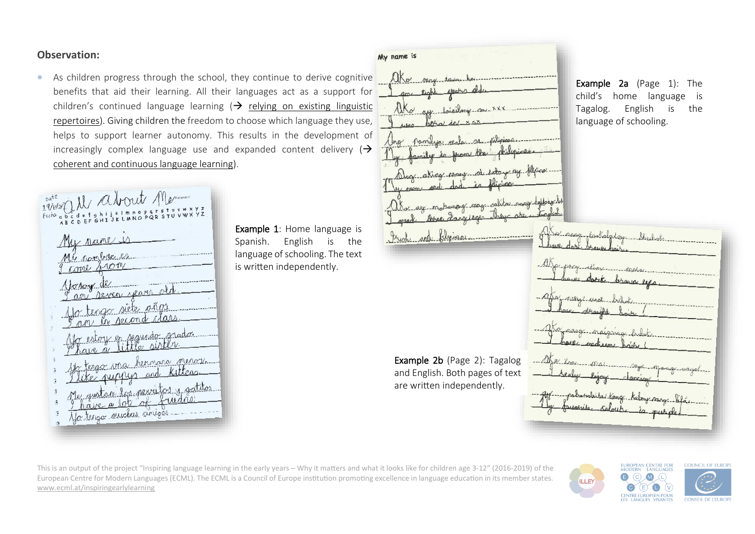### Observation:

- As children progress through the school, they continue to derive cognitive benefits that aid their learning. All their languages act as a support for children's continued language learning (→ relying on existing linguistic repertoires). Giving children the freedom to choose which language they use, helps to support learner autonomy. This results in the development of increasingly complex language use and expanded content delivery (→ coherent and continuous language learning).

**Example 1**: Home language is Spanish. English is the language of schooling. The text is written independently.

**Example 2a** (Page 1): The child's home language is Tagalog. English is the language of schooling.

**Example 2b** (Page 2): Tagalog and English. Both pages of text are written independently.

This is an output of the project "Inspiring language learning in the early years – Why it matters and what it looks like for children age 3-12" (2016-2019) of the European Centre for Modern Languages (ECML). The ECML is a Council of Europe institution promoting excellence in language education in its member states. www.ecml.at/inspiringearlylearning